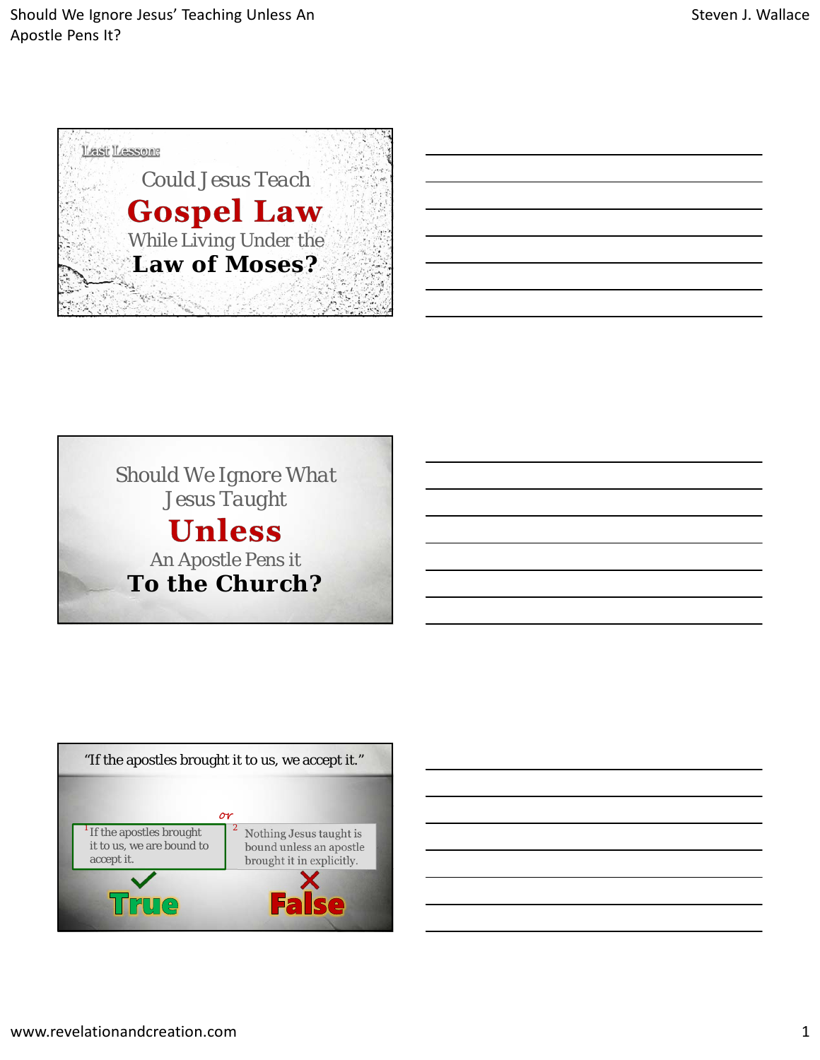Last Lesson:

Could Jesus Teach

**Gospel Law**

While Living Under the

**Law of Moses?**

---

Should We Ignore What Jesus Taught

**Unless**

An Apostle Pens it

**To the Church?**

---

"If the apostles brought it to us, we accept it."

[1] If the apostles brought it to us, we are bound to accept it.

*or*

[2] Nothing Jesus taught is bound unless an apostle brought it in explicitly.

✓ **True** ✗ **False**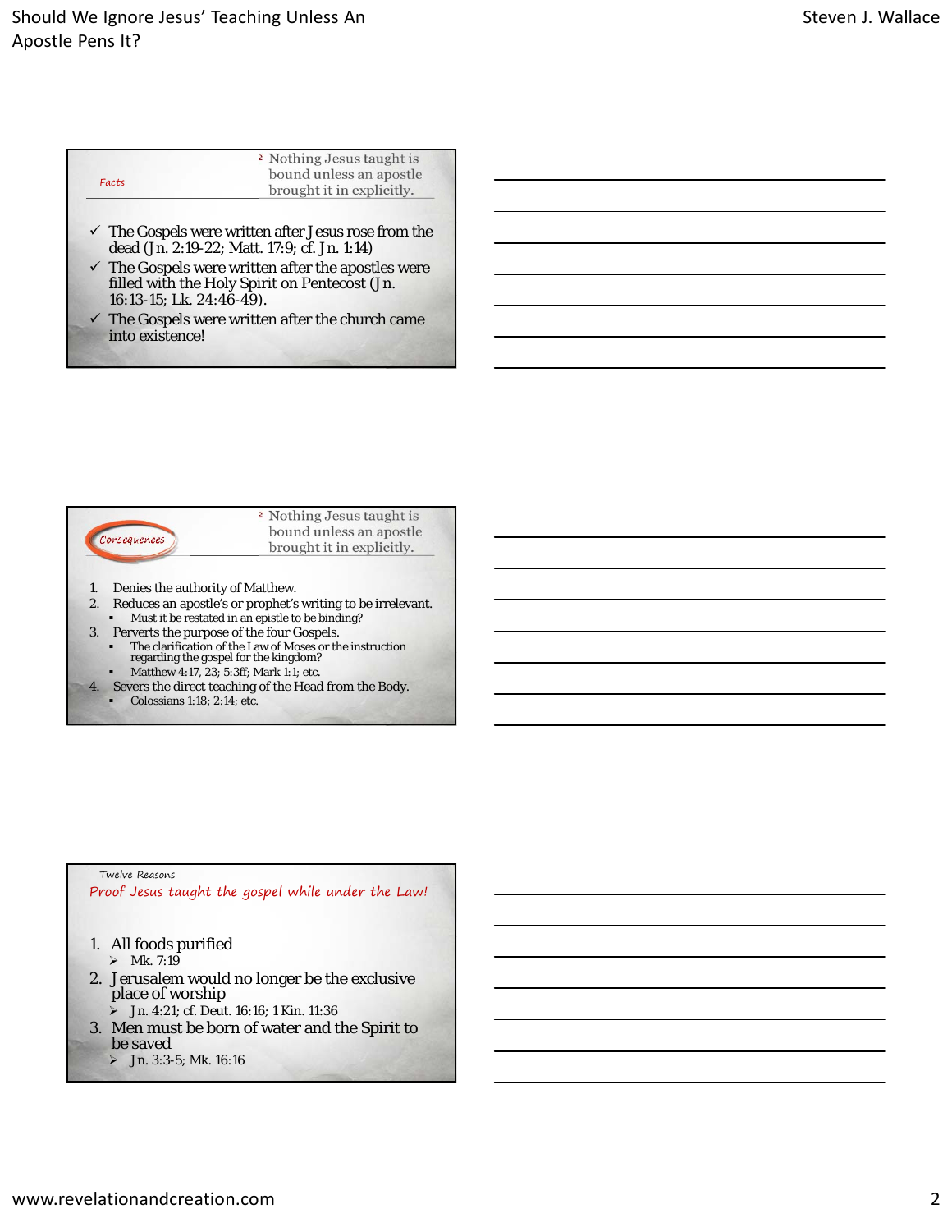## Facts

> Nothing Jesus taught is bound unless an apostle brought it in explicitly.

- ✓ The Gospels were written after Jesus rose from the dead (Jn. 2:19-22; Matt. 17:9; cf. Jn. 1:14)
- ✓ The Gospels were written after the apostles were filled with the Holy Spirit on Pentecost (Jn. 16:13-15; Lk. 24:46-49).
- ✓ The Gospels were written after the church came into existence!

## Consequences

> Nothing Jesus taught is bound unless an apostle brought it in explicitly.

1. Denies the authority of Matthew.
2. Reduces an apostle's or prophet's writing to be irrelevant.
   - Must it be restated in an epistle to be binding?
3. Perverts the purpose of the four Gospels.
   - The clarification of the Law of Moses or the instruction regarding the gospel for the kingdom?
   - Matthew 4:17, 23; 5:3ff; Mark 1:1; etc.
4. Severs the direct teaching of the Head from the Body.
   - Colossians 1:18; 2:14; etc.

## Twelve Reasons

### Proof Jesus taught the gospel while under the Law!

1. All foods purified
   - Mk. 7:19
2. Jerusalem would no longer be the exclusive place of worship
   - Jn. 4:21; cf. Deut. 16:16; 1 Kin. 11:36
3. Men must be born of water and the Spirit to be saved
   - Jn. 3:3-5; Mk. 16:16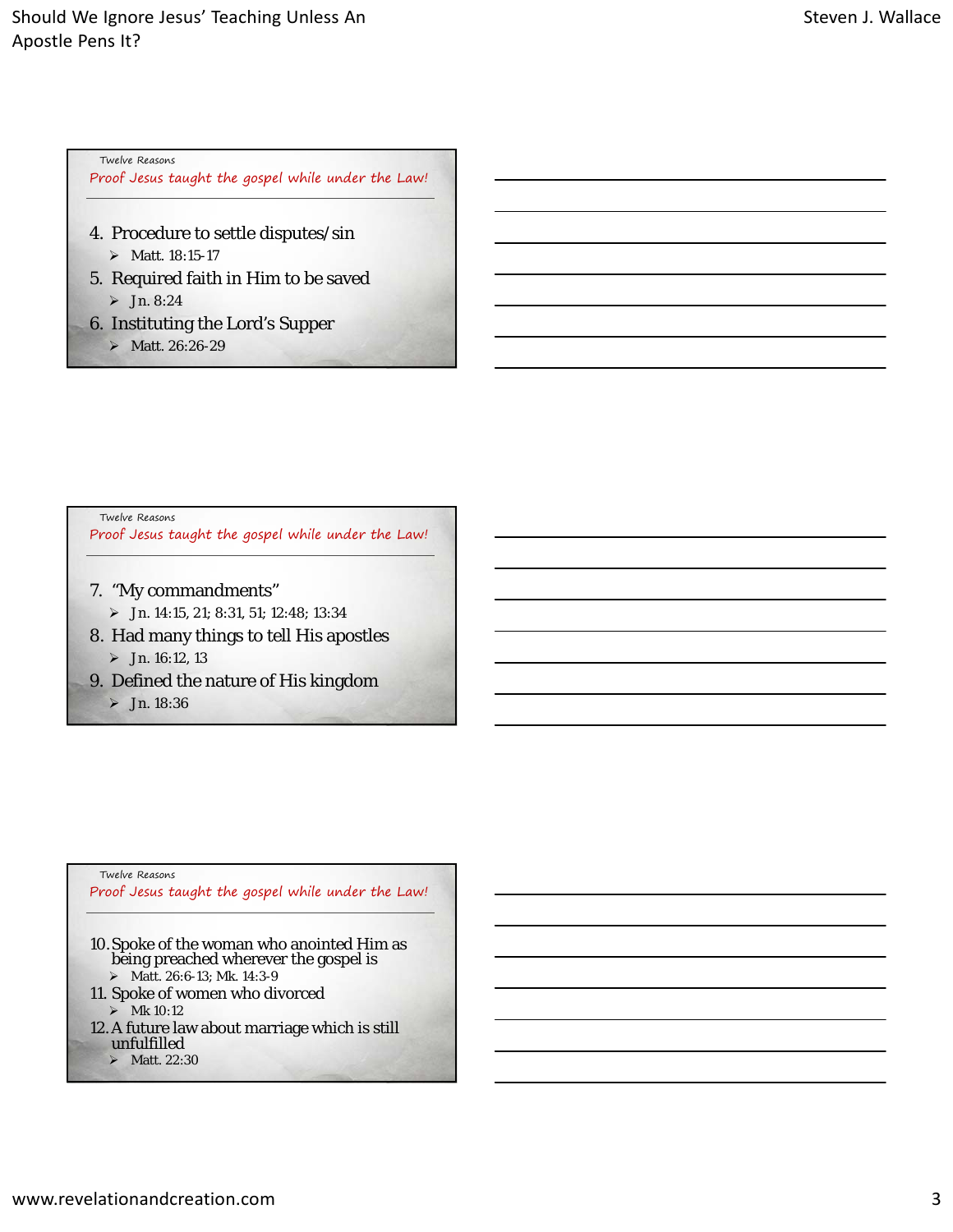Twelve Reasons

## Proof Jesus taught the gospel while under the Law!

4. Procedure to settle disputes/sin
   - Matt. 18:15-17
5. Required faith in Him to be saved
   - Jn. 8:24
6. Instituting the Lord's Supper
   - Matt. 26:26-29

Twelve Reasons

## Proof Jesus taught the gospel while under the Law!

7. "My commandments"
   - Jn. 14:15, 21; 8:31, 51; 12:48; 13:34
8. Had many things to tell His apostles
   - Jn. 16:12, 13
9. Defined the nature of His kingdom
   - Jn. 18:36

Twelve Reasons

## Proof Jesus taught the gospel while under the Law!

10. Spoke of the woman who anointed Him as being preached wherever the gospel is
    - Matt. 26:6-13; Mk. 14:3-9
11. Spoke of women who divorced
    - Mk 10:12
12. A future law about marriage which is still unfulfilled
    - Matt. 22:30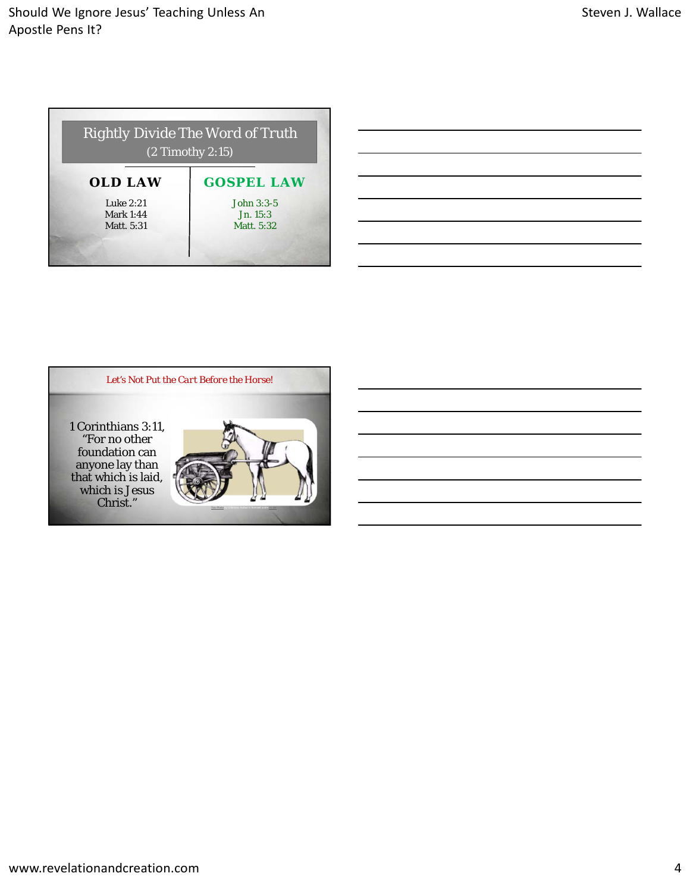## Rightly Divide The Word of Truth
(2 Timothy 2:15)

| OLD LAW | GOSPEL LAW |
| --- | --- |
| Luke 2:21 | John 3:3-5 |
| Mark 1:44 | Jn. 15:3 |
| Matt. 5:31 | Matt. 5:32 |

## Let's Not Put the Cart Before the Horse!

1 Corinthians 3:11, "For no other foundation can anyone lay than that which is laid, which is Jesus Christ."